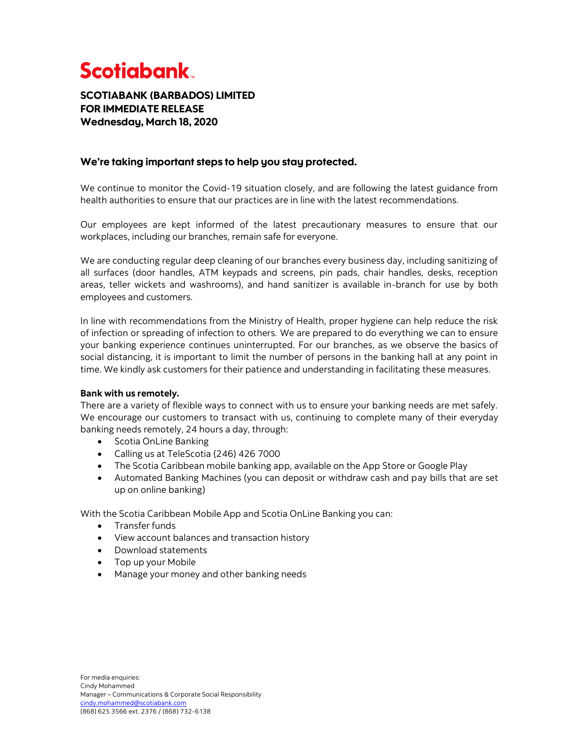# Scotiabank

**SCOTIABANK (BARBADOS) LIMITED**
**FOR IMMEDIATE RELEASE**
**Wednesday, March 18, 2020**

## We're taking important steps to help you stay protected.

We continue to monitor the Covid-19 situation closely, and are following the latest guidance from health authorities to ensure that our practices are in line with the latest recommendations.

Our employees are kept informed of the latest precautionary measures to ensure that our workplaces, including our branches, remain safe for everyone.

We are conducting regular deep cleaning of our branches every business day, including sanitizing of all surfaces (door handles, ATM keypads and screens, pin pads, chair handles, desks, reception areas, teller wickets and washrooms), and hand sanitizer is available in-branch for use by both employees and customers.

In line with recommendations from the Ministry of Health, proper hygiene can help reduce the risk of infection or spreading of infection to others. We are prepared to do everything we can to ensure your banking experience continues uninterrupted. For our branches, as we observe the basics of social distancing, it is important to limit the number of persons in the banking hall at any point in time. We kindly ask customers for their patience and understanding in facilitating these measures.

**Bank with us remotely.**
There are a variety of flexible ways to connect with us to ensure your banking needs are met safely. We encourage our customers to transact with us, continuing to complete many of their everyday banking needs remotely, 24 hours a day, through:

- Scotia OnLine Banking
- Calling us at TeleScotia (246) 426 7000
- The Scotia Caribbean mobile banking app, available on the App Store or Google Play
- Automated Banking Machines (you can deposit or withdraw cash and pay bills that are set up on online banking)

With the Scotia Caribbean Mobile App and Scotia OnLine Banking you can:

- Transfer funds
- View account balances and transaction history
- Download statements
- Top up your Mobile
- Manage your money and other banking needs

For media enquiries:
Cindy Mohammed
Manager – Communications & Corporate Social Responsibility
cindy.mohammed@scotiabank.com
(868) 625 3566 ext. 2376 / (868) 732-6138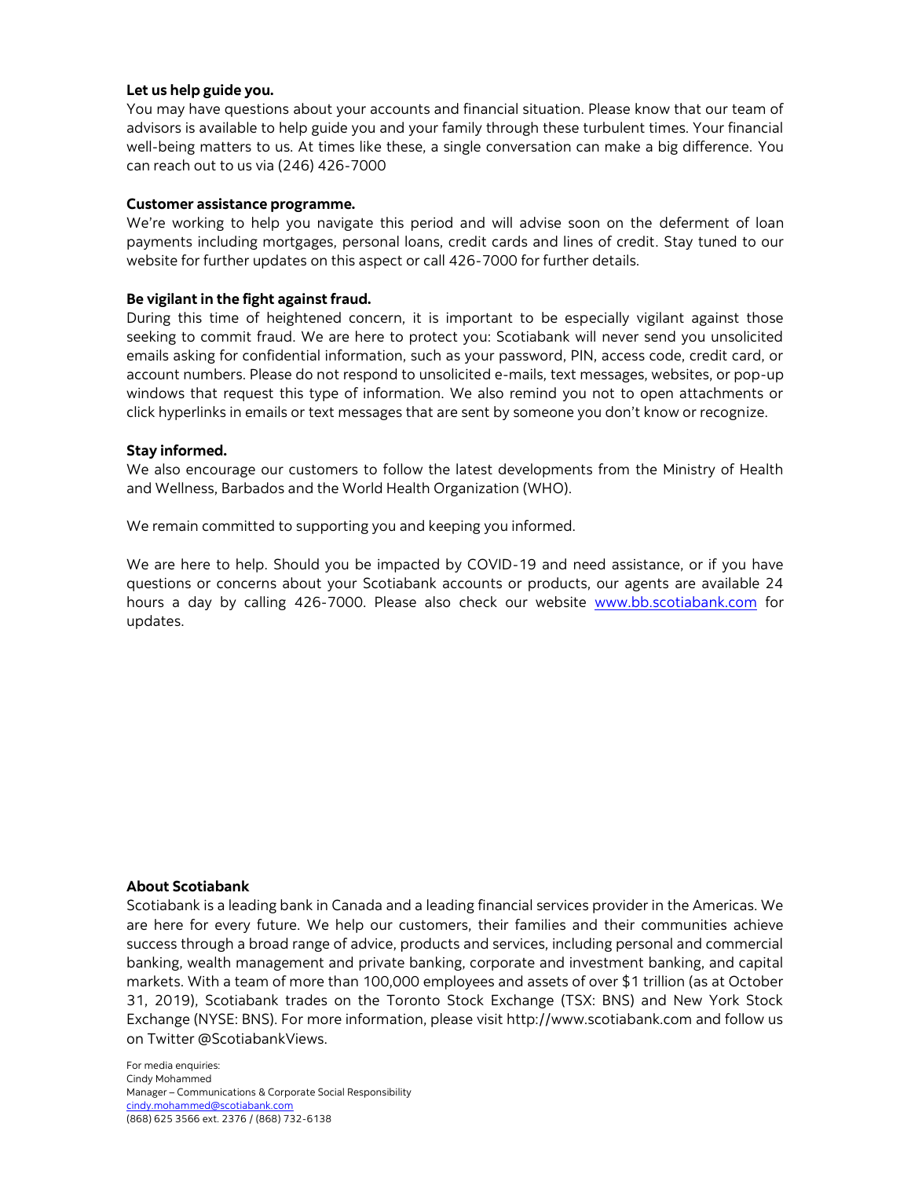**Let us help guide you.**

You may have questions about your accounts and financial situation. Please know that our team of advisors is available to help guide you and your family through these turbulent times. Your financial well-being matters to us. At times like these, a single conversation can make a big difference. You can reach out to us via (246) 426-7000

**Customer assistance programme.**

We're working to help you navigate this period and will advise soon on the deferment of loan payments including mortgages, personal loans, credit cards and lines of credit. Stay tuned to our website for further updates on this aspect or call 426-7000 for further details.

**Be vigilant in the fight against fraud.**

During this time of heightened concern, it is important to be especially vigilant against those seeking to commit fraud. We are here to protect you: Scotiabank will never send you unsolicited emails asking for confidential information, such as your password, PIN, access code, credit card, or account numbers. Please do not respond to unsolicited e-mails, text messages, websites, or pop-up windows that request this type of information. We also remind you not to open attachments or click hyperlinks in emails or text messages that are sent by someone you don't know or recognize.

**Stay informed.**

We also encourage our customers to follow the latest developments from the Ministry of Health and Wellness, Barbados and the World Health Organization (WHO).

We remain committed to supporting you and keeping you informed.

We are here to help. Should you be impacted by COVID-19 and need assistance, or if you have questions or concerns about your Scotiabank accounts or products, our agents are available 24 hours a day by calling 426-7000. Please also check our website www.bb.scotiabank.com for updates.

**About Scotiabank**

Scotiabank is a leading bank in Canada and a leading financial services provider in the Americas. We are here for every future. We help our customers, their families and their communities achieve success through a broad range of advice, products and services, including personal and commercial banking, wealth management and private banking, corporate and investment banking, and capital markets. With a team of more than 100,000 employees and assets of over $1 trillion (as at October 31, 2019), Scotiabank trades on the Toronto Stock Exchange (TSX: BNS) and New York Stock Exchange (NYSE: BNS). For more information, please visit http://www.scotiabank.com and follow us on Twitter @ScotiabankViews.

For media enquiries:
Cindy Mohammed
Manager – Communications & Corporate Social Responsibility
cindy.mohammed@scotiabank.com
(868) 625 3566 ext. 2376 / (868) 732-6138